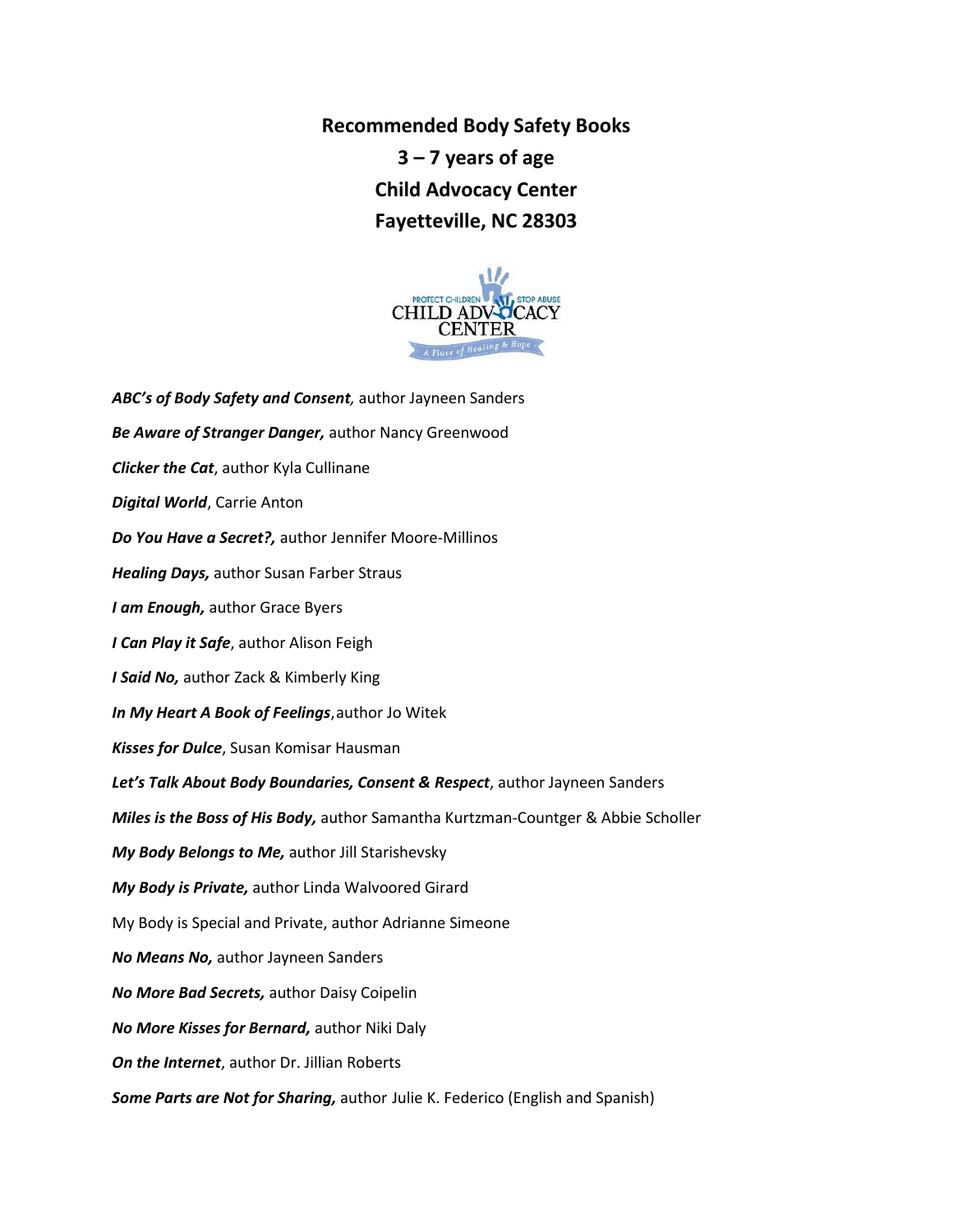# Recommended Body Safety Books
## 3 – 7 years of age
## Child Advocacy Center
## Fayetteville, NC 28303

***ABC's of Body Safety and Consent,*** author Jayneen Sanders

***Be Aware of Stranger Danger,*** author Nancy Greenwood

***Clicker the Cat***, author Kyla Cullinane

***Digital World***, Carrie Anton

***Do You Have a Secret?,*** author Jennifer Moore-Millinos

***Healing Days,*** author Susan Farber Straus

***I am Enough,*** author Grace Byers

***I Can Play it Safe***, author Alison Feigh

***I Said No,*** author Zack & Kimberly King

***In My Heart A Book of Feelings***, author Jo Witek

***Kisses for Dulce***, Susan Komisar Hausman

***Let's Talk About Body Boundaries, Consent & Respect***, author Jayneen Sanders

***Miles is the Boss of His Body,*** author Samantha Kurtzman-Countger & Abbie Scholler

***My Body Belongs to Me,*** author Jill Starishevsky

***My Body is Private,*** author Linda Walvoored Girard

My Body is Special and Private, author Adrianne Simeone

***No Means No,*** author Jayneen Sanders

***No More Bad Secrets,*** author Daisy Coipelin

***No More Kisses for Bernard,*** author Niki Daly

***On the Internet***, author Dr. Jillian Roberts

***Some Parts are Not for Sharing,*** author Julie K. Federico (English and Spanish)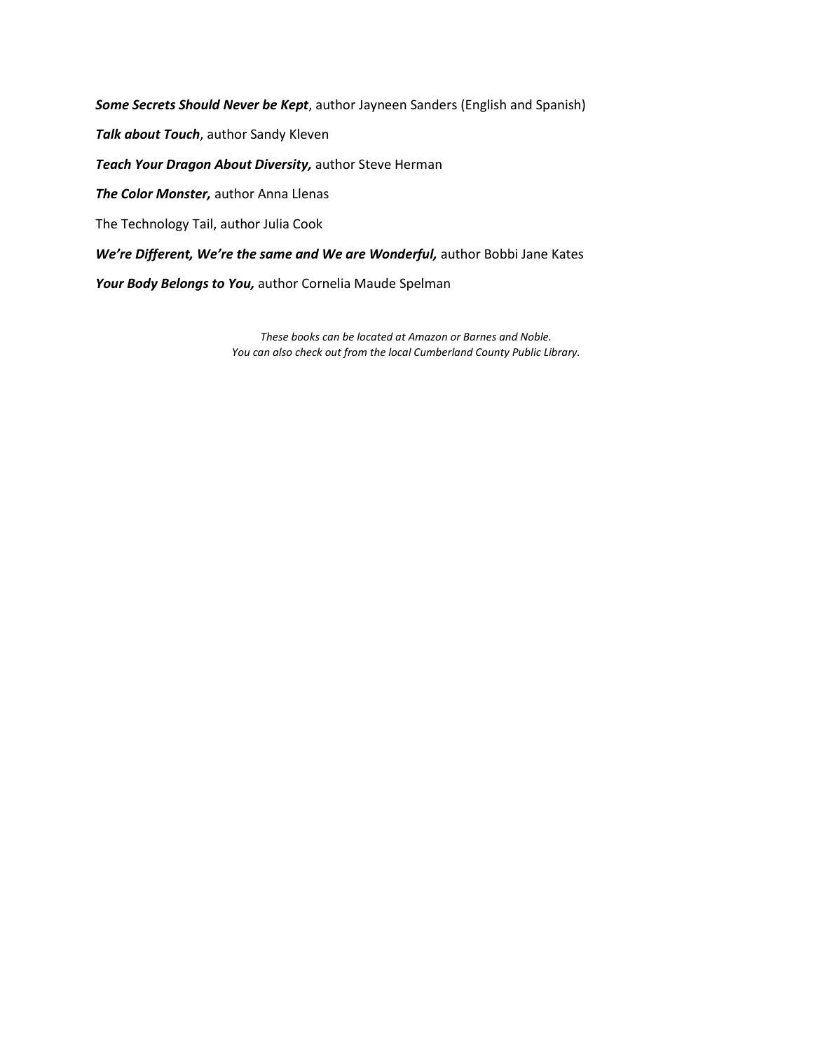***Some Secrets Should Never be Kept***, author Jayneen Sanders (English and Spanish)

***Talk about Touch***, author Sandy Kleven

***Teach Your Dragon About Diversity,*** author Steve Herman

***The Color Monster,*** author Anna Llenas

The Technology Tail, author Julia Cook

***We're Different, We're the same and We are Wonderful,*** author Bobbi Jane Kates

***Your Body Belongs to You,*** author Cornelia Maude Spelman

*These books can be located at Amazon or Barnes and Noble.*
*You can also check out from the local Cumberland County Public Library.*